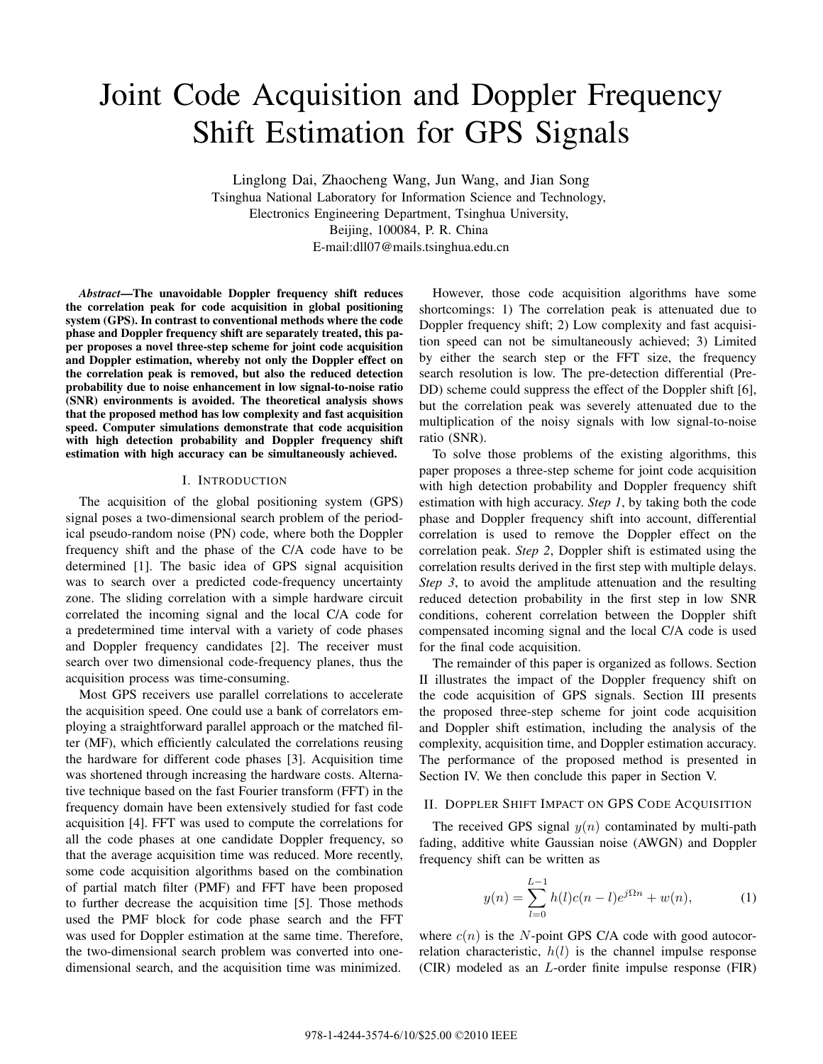# Joint Code Acquisition and Doppler Frequency Shift Estimation for GPS Signals

Linglong Dai, Zhaocheng Wang, Jun Wang, and Jian Song

Tsinghua National Laboratory for Information Science and Technology,
Electronics Engineering Department, Tsinghua University,
Beijing, 100084, P. R. China
E-mail:dll07@mails.tsinghua.edu.cn

***Abstract*—The unavoidable Doppler frequency shift reduces the correlation peak for code acquisition in global positioning system (GPS). In contrast to conventional methods where the code phase and Doppler frequency shift are separately treated, this paper proposes a novel three-step scheme for joint code acquisition and Doppler estimation, whereby not only the Doppler effect on the correlation peak is removed, but also the reduced detection probability due to noise enhancement in low signal-to-noise ratio (SNR) environments is avoided. The theoretical analysis shows that the proposed method has low complexity and fast acquisition speed. Computer simulations demonstrate that code acquisition with high detection probability and Doppler frequency shift estimation with high accuracy can be simultaneously achieved.**

## I. Introduction

The acquisition of the global positioning system (GPS) signal poses a two-dimensional search problem of the periodical pseudo-random noise (PN) code, where both the Doppler frequency shift and the phase of the C/A code have to be determined [1]. The basic idea of GPS signal acquisition was to search over a predicted code-frequency uncertainty zone. The sliding correlation with a simple hardware circuit correlated the incoming signal and the local C/A code for a predetermined time interval with a variety of code phases and Doppler frequency candidates [2]. The receiver must search over two dimensional code-frequency planes, thus the acquisition process was time-consuming.

Most GPS receivers use parallel correlations to accelerate the acquisition speed. One could use a bank of correlators employing a straightforward parallel approach or the matched filter (MF), which efficiently calculated the correlations reusing the hardware for different code phases [3]. Acquisition time was shortened through increasing the hardware costs. Alternative technique based on the fast Fourier transform (FFT) in the frequency domain have been extensively studied for fast code acquisition [4]. FFT was used to compute the correlations for all the code phases at one candidate Doppler frequency, so that the average acquisition time was reduced. More recently, some code acquisition algorithms based on the combination of partial match filter (PMF) and FFT have been proposed to further decrease the acquisition time [5]. Those methods used the PMF block for code phase search and the FFT was used for Doppler estimation at the same time. Therefore, the two-dimensional search problem was converted into one-dimensional search, and the acquisition time was minimized.

However, those code acquisition algorithms have some shortcomings: 1) The correlation peak is attenuated due to Doppler frequency shift; 2) Low complexity and fast acquisition speed can not be simultaneously achieved; 3) Limited by either the search step or the FFT size, the frequency search resolution is low. The pre-detection differential (Pre-DD) scheme could suppress the effect of the Doppler shift [6], but the correlation peak was severely attenuated due to the multiplication of the noisy signals with low signal-to-noise ratio (SNR).

To solve those problems of the existing algorithms, this paper proposes a three-step scheme for joint code acquisition with high detection probability and Doppler frequency shift estimation with high accuracy. *Step 1*, by taking both the code phase and Doppler frequency shift into account, differential correlation is used to remove the Doppler effect on the correlation peak. *Step 2*, Doppler shift is estimated using the correlation results derived in the first step with multiple delays. *Step 3*, to avoid the amplitude attenuation and the resulting reduced detection probability in the first step in low SNR conditions, coherent correlation between the Doppler shift compensated incoming signal and the local C/A code is used for the final code acquisition.

The remainder of this paper is organized as follows. Section II illustrates the impact of the Doppler frequency shift on the code acquisition of GPS signals. Section III presents the proposed three-step scheme for joint code acquisition and Doppler shift estimation, including the analysis of the complexity, acquisition time, and Doppler estimation accuracy. The performance of the proposed method is presented in Section IV. We then conclude this paper in Section V.

## II. Doppler Shift Impact on GPS Code Acquisition

The received GPS signal $y(n)$ contaminated by multi-path fading, additive white Gaussian noise (AWGN) and Doppler frequency shift can be written as

$$y(n) = \sum_{l=0}^{L-1} h(l)c(n-l)e^{j\Omega n} + w(n), \tag{1}$$

where $c(n)$ is the $N$-point GPS C/A code with good autocorrelation characteristic, $h(l)$ is the channel impulse response (CIR) modeled as an $L$-order finite impulse response (FIR)

978-1-4244-3574-6/10/$25.00 ©2010 IEEE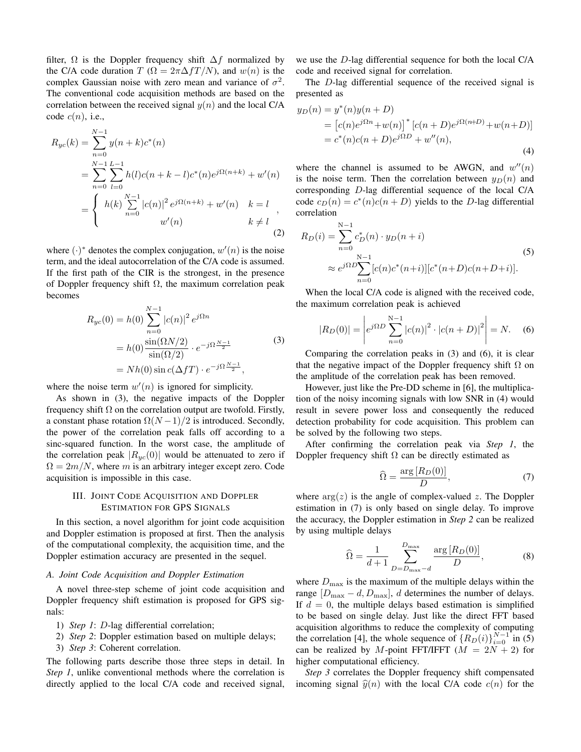filter, $\Omega$ is the Doppler frequency shift $\Delta f$ normalized by the C/A code duration $T$ ($\Omega = 2\pi\Delta f T/N$), and $w(n)$ is the complex Gaussian noise with zero mean and variance of $\sigma^2$. The conventional code acquisition methods are based on the correlation between the received signal $y(n)$ and the local C/A code $c(n)$, i.e.,

$$
\begin{aligned}
R_{yc}(k) &= \sum_{n=0}^{N-1} y(n+k)c^*(n) \\
&= \sum_{n=0}^{N-1}\sum_{l=0}^{L-1} h(l)c(n+k-l)c^*(n)e^{j\Omega(n+k)} + w'(n) \\
&= \begin{cases} h(k)\sum\limits_{n=0}^{N-1} |c(n)|^2 e^{j\Omega(n+k)} + w'(n) & k = l \\ w'(n) & k \neq l \end{cases},
\end{aligned} \tag{2}
$$

where $(\cdot)^*$ denotes the complex conjugation, $w'(n)$ is the noise term, and the ideal autocorrelation of the C/A code is assumed. If the first path of the CIR is the strongest, in the presence of Doppler frequency shift $\Omega$, the maximum correlation peak becomes

$$
\begin{aligned}
R_{yc}(0) &= h(0)\sum_{n=0}^{N-1} |c(n)|^2 e^{j\Omega n} \\
&= h(0)\frac{\sin(\Omega N/2)}{\sin(\Omega/2)} \cdot e^{-j\Omega\frac{N-1}{2}} \\
&= Nh(0)\sin c(\Delta f T) \cdot e^{-j\Omega\frac{N-1}{2}},
\end{aligned} \tag{3}
$$

where the noise term $w'(n)$ is ignored for simplicity.

As shown in (3), the negative impacts of the Doppler frequency shift $\Omega$ on the correlation output are twofold. Firstly, a constant phase rotation $\Omega(N-1)/2$ is introduced. Secondly, the power of the correlation peak falls off according to a sinc-squared function. In the worst case, the amplitude of the correlation peak $|R_{yc}(0)|$ would be attenuated to zero if $\Omega = 2m/N$, where $m$ is an arbitrary integer except zero. Code acquisition is impossible in this case.

## III. Joint Code Acquisition and Doppler Estimation for GPS Signals

In this section, a novel algorithm for joint code acquisition and Doppler estimation is proposed at first. Then the analysis of the computational complexity, the acquisition time, and the Doppler estimation accuracy are presented in the sequel.

### A. Joint Code Acquisition and Doppler Estimation

A novel three-step scheme of joint code acquisition and Doppler frequency shift estimation is proposed for GPS signals:

1) *Step 1*: $D$-lag differential correlation;
2) *Step 2*: Doppler estimation based on multiple delays;
3) *Step 3*: Coherent correlation.

The following parts describe those three steps in detail. In *Step 1*, unlike conventional methods where the correlation is directly applied to the local C/A code and received signal, we use the $D$-lag differential sequence for both the local C/A code and received signal for correlation.

The $D$-lag differential sequence of the received signal is presented as

$$
\begin{aligned}
y_D(n) &= y^*(n)y(n+D) \\
&= \left[c(n)e^{j\Omega n} + w(n)\right]^* \left[c(n+D)e^{j\Omega(n+D)} + w(n+D)\right] \\
&= c^*(n)c(n+D)e^{j\Omega D} + w''(n),
\end{aligned} \tag{4}
$$

where the channel is assumed to be AWGN, and $w''(n)$ is the noise term. Then the correlation between $y_D(n)$ and corresponding $D$-lag differential sequence of the local C/A code $c_D(n) = c^*(n)c(n+D)$ yields to the $D$-lag differential correlation

$$
\begin{aligned}
R_D(i) &= \sum_{n=0}^{N-1} c_D^*(n) \cdot y_D(n+i) \\
&\approx e^{j\Omega D}\sum_{n=0}^{N-1} [c(n)c^*(n+i)][c^*(n+D)c(n+D+i)].
\end{aligned} \tag{5}
$$

When the local C/A code is aligned with the received code, the maximum correlation peak is achieved

$$
|R_D(0)| = \left| e^{j\Omega D}\sum_{n=0}^{N-1} |c(n)|^2 \cdot |c(n+D)|^2 \right| = N. \tag{6}
$$

Comparing the correlation peaks in (3) and (6), it is clear that the negative impact of the Doppler frequency shift $\Omega$ on the amplitude of the correlation peak has been removed.

However, just like the Pre-DD scheme in [6], the multiplication of the noisy incoming signals with low SNR in (4) would result in severe power loss and consequently the reduced detection probability for code acquisition. This problem can be solved by the following two steps.

After confirming the correlation peak via *Step 1*, the Doppler frequency shift $\Omega$ can be directly estimated as

$$
\widehat{\Omega} = \frac{\arg\left[R_D(0)\right]}{D}, \tag{7}
$$

where $\arg(z)$ is the angle of complex-valued $z$. The Doppler estimation in (7) is only based on single delay. To improve the accuracy, the Doppler estimation in *Step 2* can be realized by using multiple delays

$$
\widehat{\Omega} = \frac{1}{d+1}\sum_{D=D_{\max}-d}^{D_{\max}} \frac{\arg\left[R_D(0)\right]}{D}, \tag{8}
$$

where $D_{\max}$ is the maximum of the multiple delays within the range $[D_{\max} - d, D_{\max}]$, $d$ determines the number of delays. If $d = 0$, the multiple delays based estimation is simplified to be based on single delay. Just like the direct FFT based acquisition algorithms to reduce the complexity of computing the correlation [4], the whole sequence of $\{R_D(i)\}_{i=0}^{N-1}$ in (5) can be realized by $M$-point FFT/IFFT ($M = 2N + 2$) for higher computational efficiency.

*Step 3* correlates the Doppler frequency shift compensated incoming signal $\widehat{y}(n)$ with the local C/A code $c(n)$ for the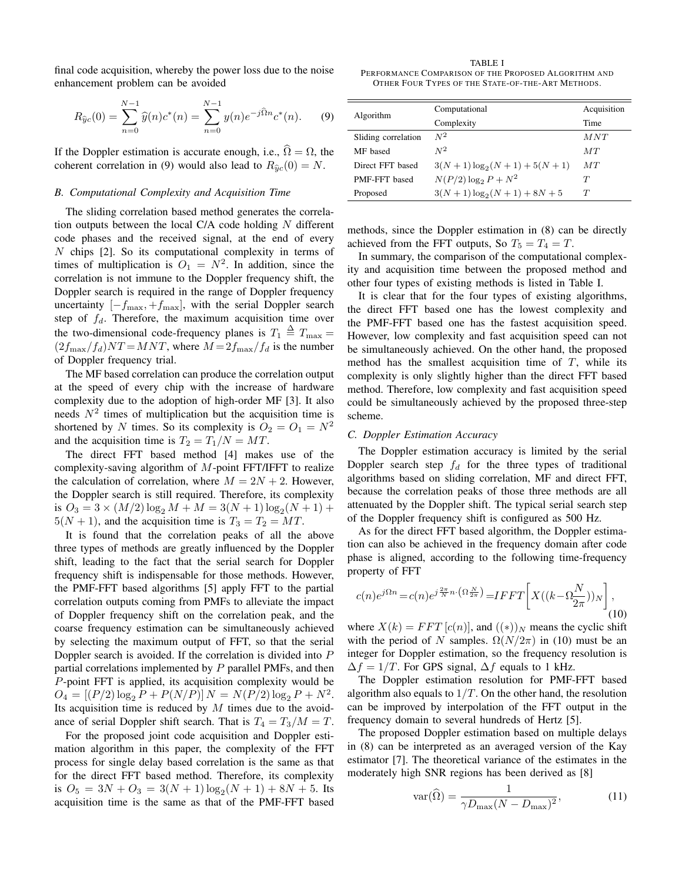final code acquisition, whereby the power loss due to the noise enhancement problem can be avoided

$$R_{\widehat{y}c}(0) = \sum_{n=0}^{N-1} \widehat{y}(n)c^*(n) = \sum_{n=0}^{N-1} y(n)e^{-j\widehat{\Omega}n}c^*(n). \quad (9)$$

If the Doppler estimation is accurate enough, i.e., $\widehat{\Omega} = \Omega$, the coherent correlation in (9) would also lead to $R_{\widehat{y}c}(0) = N$.

### B. Computational Complexity and Acquisition Time

The sliding correlation based method generates the correlation outputs between the local C/A code holding $N$ different code phases and the received signal, at the end of every $N$ chips [2]. So its computational complexity in terms of times of multiplication is $O_1 = N^2$. In addition, since the correlation is not immune to the Doppler frequency shift, the Doppler search is required in the range of Doppler frequency uncertainty $[-f_{\max}, +f_{\max}]$, with the serial Doppler search step of $f_d$. Therefore, the maximum acquisition time over the two-dimensional code-frequency planes is $T_1 \triangleq T_{\max} = (2f_{\max}/f_d)NT = MNT$, where $M = 2f_{\max}/f_d$ is the number of Doppler frequency trial.

The MF based correlation can produce the correlation output at the speed of every chip with the increase of hardware complexity due to the adoption of high-order MF [3]. It also needs $N^2$ times of multiplication but the acquisition time is shortened by $N$ times. So its complexity is $O_2 = O_1 = N^2$ and the acquisition time is $T_2 = T_1/N = MT$.

The direct FFT based method [4] makes use of the complexity-saving algorithm of $M$-point FFT/IFFT to realize the calculation of correlation, where $M = 2N + 2$. However, the Doppler search is still required. Therefore, its complexity is $O_3 = 3 \times (M/2)\log_2 M + M = 3(N+1)\log_2(N+1) + 5(N+1)$, and the acquisition time is $T_3 = T_2 = MT$.

It is found that the correlation peaks of all the above three types of methods are greatly influenced by the Doppler shift, leading to the fact that the serial search for Doppler frequency shift is indispensable for those methods. However, the PMF-FFT based algorithms [5] apply FFT to the partial correlation outputs coming from PMFs to alleviate the impact of Doppler frequency shift on the correlation peak, and the coarse frequency estimation can be simultaneously achieved by selecting the maximum output of FFT, so that the serial Doppler search is avoided. If the correlation is divided into $P$ partial correlations implemented by $P$ parallel PMFs, and then $P$-point FFT is applied, its acquisition complexity would be $O_4 = [(P/2)\log_2 P + P(N/P)]N = N(P/2)\log_2 P + N^2$. Its acquisition time is reduced by $M$ times due to the avoidance of serial Doppler shift search. That is $T_4 = T_3/M = T$.

For the proposed joint code acquisition and Doppler estimation algorithm in this paper, the complexity of the FFT process for single delay based correlation is the same as that for the direct FFT based method. Therefore, its complexity is $O_5 = 3N + O_3 = 3(N+1)\log_2(N+1) + 8N + 5$. Its acquisition time is the same as that of the PMF-FFT based methods, since the Doppler estimation in (8) can be directly achieved from the FFT outputs, So $T_5 = T_4 = T$.

In summary, the comparison of the computational complexity and acquisition time between the proposed method and other four types of existing methods is listed in Table I.

TABLE I
PERFORMANCE COMPARISON OF THE PROPOSED ALGORITHM AND OTHER FOUR TYPES OF THE STATE-OF-THE-ART METHODS.

| Algorithm | Computational Complexity | Acquisition Time |
|---|---|---|
| Sliding correlation | $N^2$ | $MNT$ |
| MF based | $N^2$ | $MT$ |
| Direct FFT based | $3(N+1)\log_2(N+1) + 5(N+1)$ | $MT$ |
| PMF-FFT based | $N(P/2)\log_2 P + N^2$ | $T$ |
| Proposed | $3(N+1)\log_2(N+1) + 8N + 5$ | $T$ |

It is clear that for the four types of existing algorithms, the direct FFT based one has the lowest complexity and the PMF-FFT based one has the fastest acquisition speed. However, low complexity and fast acquisition speed can not be simultaneously achieved. On the other hand, the proposed method has the smallest acquisition time of $T$, while its complexity is only slightly higher than the direct FFT based method. Therefore, low complexity and fast acquisition speed could be simultaneously achieved by the proposed three-step scheme.

### C. Doppler Estimation Accuracy

The Doppler estimation accuracy is limited by the serial Doppler search step $f_d$ for the three types of traditional algorithms based on sliding correlation, MF and direct FFT, because the correlation peaks of those three methods are all attenuated by the Doppler shift. The typical serial search step of the Doppler frequency shift is configured as 500 Hz.

As for the direct FFT based algorithm, the Doppler estimation can also be achieved in the frequency domain after code phase is aligned, according to the following time-frequency property of FFT

$$c(n)e^{j\Omega n} = c(n)e^{j\frac{2\pi}{N}n\cdot\left(\Omega\frac{N}{2\pi}\right)} = IFFT\left[X((k - \Omega\frac{N}{2\pi}))_N\right], \quad (10)$$

where $X(k) = FFT\,[c(n)]$, and $((*))_N$ means the cyclic shift with the period of $N$ samples. $\Omega(N/2\pi)$ in (10) must be an integer for Doppler estimation, so the frequency resolution is $\Delta f = 1/T$. For GPS signal, $\Delta f$ equals to 1 kHz.

The Doppler estimation resolution for PMF-FFT based algorithm also equals to $1/T$. On the other hand, the resolution can be improved by interpolation of the FFT output in the frequency domain to several hundreds of Hertz [5].

The proposed Doppler estimation based on multiple delays in (8) can be interpreted as an averaged version of the Kay estimator [7]. The theoretical variance of the estimates in the moderately high SNR regions has been derived as [8]

$$\text{var}(\widehat{\Omega}) = \frac{1}{\gamma D_{\max}(N - D_{\max})^2}, \quad (11)$$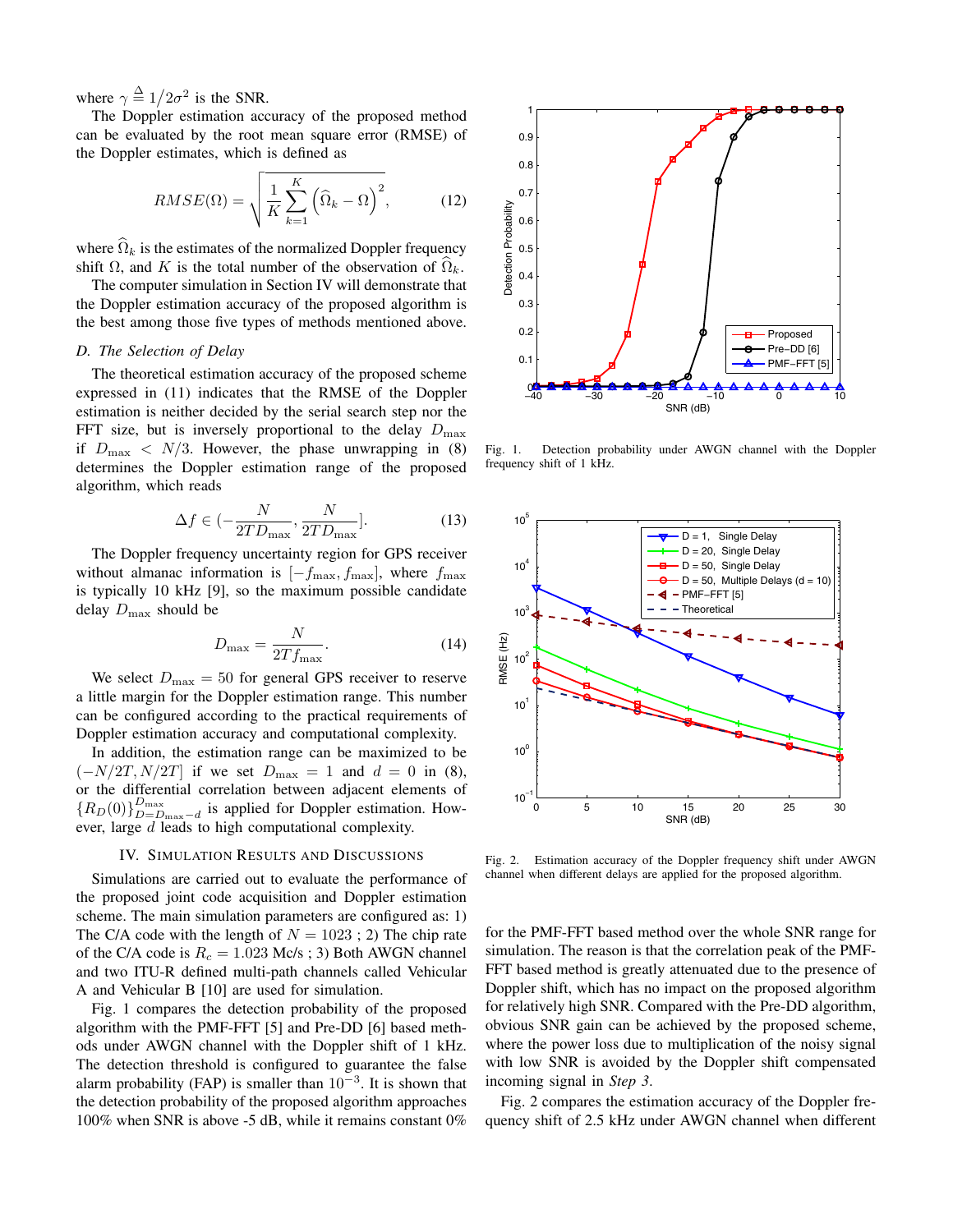where $\gamma \triangleq 1/2\sigma^2$ is the SNR.

The Doppler estimation accuracy of the proposed method can be evaluated by the root mean square error (RMSE) of the Doppler estimates, which is defined as

$$RMSE(\Omega) = \sqrt{\frac{1}{K}\sum_{k=1}^{K}\left(\widehat{\Omega}_k - \Omega\right)^2}, \tag{12}$$

where $\widehat{\Omega}_k$ is the estimates of the normalized Doppler frequency shift $\Omega$, and $K$ is the total number of the observation of $\widehat{\Omega}_k$.

The computer simulation in Section IV will demonstrate that the Doppler estimation accuracy of the proposed algorithm is the best among those five types of methods mentioned above.

### D. The Selection of Delay

The theoretical estimation accuracy of the proposed scheme expressed in (11) indicates that the RMSE of the Doppler estimation is neither decided by the serial search step nor the FFT size, but is inversely proportional to the delay $D_{\max}$ if $D_{\max} < N/3$. However, the phase unwrapping in (8) determines the Doppler estimation range of the proposed algorithm, which reads

$$\Delta f \in \left(-\frac{N}{2TD_{\max}}, \frac{N}{2TD_{\max}}\right]. \tag{13}$$

The Doppler frequency uncertainty region for GPS receiver without almanac information is $[-f_{\max}, f_{\max}]$, where $f_{\max}$ is typically 10 kHz [9], so the maximum possible candidate delay $D_{\max}$ should be

$$D_{\max} = \frac{N}{2Tf_{\max}}. \tag{14}$$

We select $D_{\max} = 50$ for general GPS receiver to reserve a little margin for the Doppler estimation range. This number can be configured according to the practical requirements of Doppler estimation accuracy and computational complexity.

In addition, the estimation range can be maximized to be $(-N/2T, N/2T]$ if we set $D_{\max} = 1$ and $d = 0$ in (8), or the differential correlation between adjacent elements of $\{R_D(0)\}_{D=D_{\max}-d}^{D_{\max}}$ is applied for Doppler estimation. However, large $d$ leads to high computational complexity.

## IV. Simulation Results and Discussions

Simulations are carried out to evaluate the performance of the proposed joint code acquisition and Doppler estimation scheme. The main simulation parameters are configured as: 1) The C/A code with the length of $N = 1023$ ; 2) The chip rate of the C/A code is $R_c = 1.023$ Mc/s ; 3) Both AWGN channel and two ITU-R defined multi-path channels called Vehicular A and Vehicular B [10] are used for simulation.

Fig. 1 compares the detection probability of the proposed algorithm with the PMF-FFT [5] and Pre-DD [6] based methods under AWGN channel with the Doppler shift of 1 kHz. The detection threshold is configured to guarantee the false alarm probability (FAP) is smaller than $10^{-3}$. It is shown that the detection probability of the proposed algorithm approaches 100% when SNR is above -5 dB, while it remains constant 0% for the PMF-FFT based method over the whole SNR range for simulation. The reason is that the correlation peak of the PMF-FFT based method is greatly attenuated due to the presence of Doppler shift, which has no impact on the proposed algorithm for relatively high SNR. Compared with the Pre-DD algorithm, obvious SNR gain can be achieved by the proposed scheme, where the power loss due to multiplication of the noisy signal with low SNR is avoided by the Doppler shift compensated incoming signal in *Step 3*.

Fig. 1. Detection probability under AWGN channel with the Doppler frequency shift of 1 kHz.

Fig. 2. Estimation accuracy of the Doppler frequency shift under AWGN channel when different delays are applied for the proposed algorithm.

Fig. 2 compares the estimation accuracy of the Doppler frequency shift of 2.5 kHz under AWGN channel when different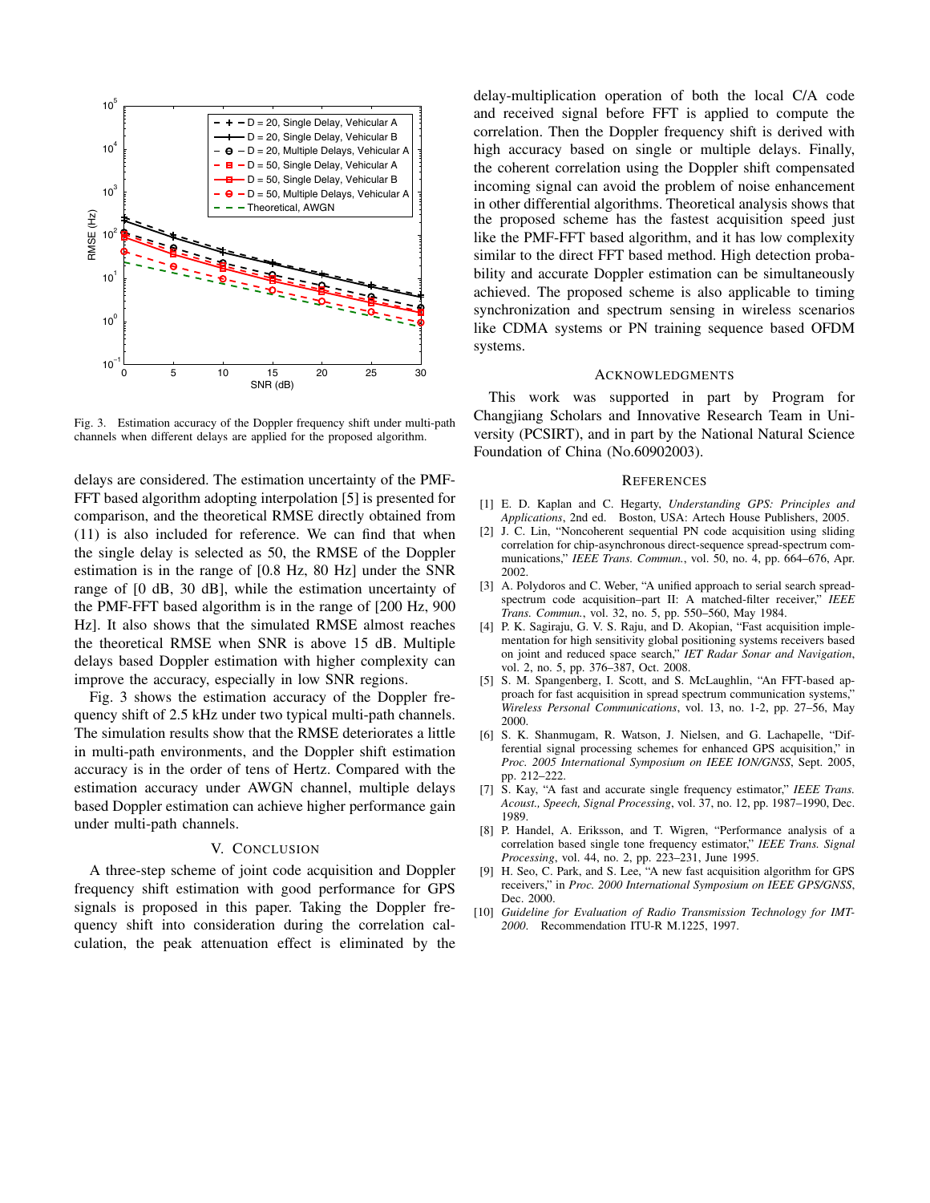$10^5$
$10^4$
$10^3$
$10^2$
$10^1$
$10^0$
$10^{-1}$
RMSE (Hz)
0 5 10 15 20 25 30
SNR (dB)
D = 20, Single Delay, Vehicular A
D = 20, Single Delay, Vehicular B
D = 20, Multiple Delays, Vehicular A
D = 50, Single Delay, Vehicular A
D = 50, Single Delay, Vehicular B
D = 50, Multiple Delays, Vehicular A
Theoretical, AWGN

Fig. 3. Estimation accuracy of the Doppler frequency shift under multi-path channels when different delays are applied for the proposed algorithm.

delays are considered. The estimation uncertainty of the PMF-FFT based algorithm adopting interpolation [5] is presented for comparison, and the theoretical RMSE directly obtained from (11) is also included for reference. We can find that when the single delay is selected as 50, the RMSE of the Doppler estimation is in the range of [0.8 Hz, 80 Hz] under the SNR range of [0 dB, 30 dB], while the estimation uncertainty of the PMF-FFT based algorithm is in the range of [200 Hz, 900 Hz]. It also shows that the simulated RMSE almost reaches the theoretical RMSE when SNR is above 15 dB. Multiple delays based Doppler estimation with higher complexity can improve the accuracy, especially in low SNR regions.

Fig. 3 shows the estimation accuracy of the Doppler frequency shift of 2.5 kHz under two typical multi-path channels. The simulation results show that the RMSE deteriorates a little in multi-path environments, and the Doppler shift estimation accuracy is in the order of tens of Hertz. Compared with the estimation accuracy under AWGN channel, multiple delays based Doppler estimation can achieve higher performance gain under multi-path channels.

## V. Conclusion

A three-step scheme of joint code acquisition and Doppler frequency shift estimation with good performance for GPS signals is proposed in this paper. Taking the Doppler frequency shift into consideration during the correlation calculation, the peak attenuation effect is eliminated by the delay-multiplication operation of both the local C/A code and received signal before FFT is applied to compute the correlation. Then the Doppler frequency shift is derived with high accuracy based on single or multiple delays. Finally, the coherent correlation using the Doppler shift compensated incoming signal can avoid the problem of noise enhancement in other differential algorithms. Theoretical analysis shows that the proposed scheme has the fastest acquisition speed just like the PMF-FFT based algorithm, and it has low complexity similar to the direct FFT based method. High detection probability and accurate Doppler estimation can be simultaneously achieved. The proposed scheme is also applicable to timing synchronization and spectrum sensing in wireless scenarios like CDMA systems or PN training sequence based OFDM systems.

## Acknowledgments

This work was supported in part by Program for Changjiang Scholars and Innovative Research Team in University (PCSIRT), and in part by the National Natural Science Foundation of China (No.60902003).

## References

[1] E. D. Kaplan and C. Hegarty, *Understanding GPS: Principles and Applications*, 2nd ed. Boston, USA: Artech House Publishers, 2005.

[2] J. C. Lin, "Noncoherent sequential PN code acquisition using sliding correlation for chip-asynchronous direct-sequence spread-spectrum communications," *IEEE Trans. Commun.*, vol. 50, no. 4, pp. 664–676, Apr. 2002.

[3] A. Polydoros and C. Weber, "A unified approach to serial search spread-spectrum code acquisition–part II: A matched-filter receiver," *IEEE Trans. Commun.*, vol. 32, no. 5, pp. 550–560, May 1984.

[4] P. K. Sagiraju, G. V. S. Raju, and D. Akopian, "Fast acquisition implementation for high sensitivity global positioning systems receivers based on joint and reduced space search," *IET Radar Sonar and Navigation*, vol. 2, no. 5, pp. 376–387, Oct. 2008.

[5] S. M. Spangenberg, I. Scott, and S. McLaughlin, "An FFT-based approach for fast acquisition in spread spectrum communication systems," *Wireless Personal Communications*, vol. 13, no. 1-2, pp. 27–56, May 2000.

[6] S. K. Shanmugam, R. Watson, J. Nielsen, and G. Lachapelle, "Differential signal processing schemes for enhanced GPS acquisition," in *Proc. 2005 International Symposium on IEEE ION/GNSS*, Sept. 2005, pp. 212–222.

[7] S. Kay, "A fast and accurate single frequency estimator," *IEEE Trans. Acoust., Speech, Signal Processing*, vol. 37, no. 12, pp. 1987–1990, Dec. 1989.

[8] P. Handel, A. Eriksson, and T. Wigren, "Performance analysis of a correlation based single tone frequency estimator," *IEEE Trans. Signal Processing*, vol. 44, no. 2, pp. 223–231, June 1995.

[9] H. Seo, C. Park, and S. Lee, "A new fast acquisition algorithm for GPS receivers," in *Proc. 2000 International Symposium on IEEE GPS/GNSS*, Dec. 2000.

[10] *Guideline for Evaluation of Radio Transmission Technology for IMT-2000*. Recommendation ITU-R M.1225, 1997.